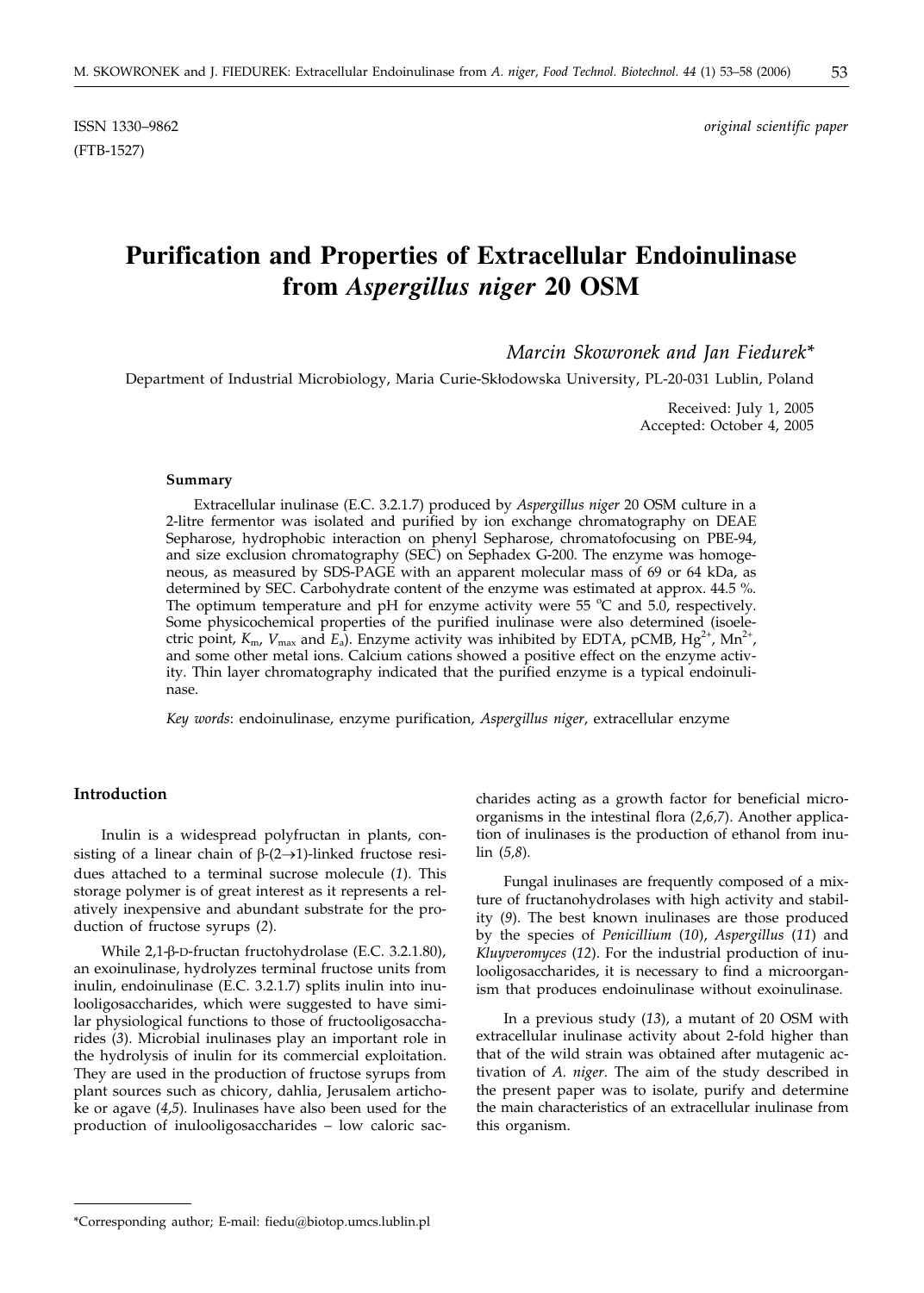ISSN 1330–9862 *original scientific paper*
(FTB-1527)

# Purification and Properties of Extracellular Endoinulinase from *Aspergillus niger* 20 OSM

*Marcin Skowronek and Jan Fiedurek\**

Department of Industrial Microbiology, Maria Curie-Skłodowska University, PL-20-031 Lublin, Poland

Received: July 1, 2005
Accepted: October 4, 2005

#### Summary

Extracellular inulinase (E.C. 3.2.1.7) produced by *Aspergillus niger* 20 OSM culture in a 2-litre fermentor was isolated and purified by ion exchange chromatography on DEAE Sepharose, hydrophobic interaction on phenyl Sepharose, chromatofocusing on PBE-94, and size exclusion chromatography (SEC) on Sephadex G-200. The enzyme was homogeneous, as measured by SDS-PAGE with an apparent molecular mass of 69 or 64 kDa, as determined by SEC. Carbohydrate content of the enzyme was estimated at approx. 44.5 %. The optimum temperature and pH for enzyme activity were 55 °C and 5.0, respectively. Some physicochemical properties of the purified inulinase were also determined (isoelectric point, $K_m$, $V_{max}$ and $E_a$). Enzyme activity was inhibited by EDTA, pCMB, $Hg^{2+}$, $Mn^{2+}$, and some other metal ions. Calcium cations showed a positive effect on the enzyme activity. Thin layer chromatography indicated that the purified enzyme is a typical endoinulinase.

*Key words*: endoinulinase, enzyme purification, *Aspergillus niger*, extracellular enzyme

## Introduction

Inulin is a widespread polyfructan in plants, consisting of a linear chain of β-(2→1)-linked fructose residues attached to a terminal sucrose molecule (*1*). This storage polymer is of great interest as it represents a relatively inexpensive and abundant substrate for the production of fructose syrups (*2*).

While 2,1-β-D-fructan fructohydrolase (E.C. 3.2.1.80), an exoinulinase, hydrolyzes terminal fructose units from inulin, endoinulinase (E.C. 3.2.1.7) splits inulin into inulooligosaccharides, which were suggested to have similar physiological functions to those of fructooligosaccharides (*3*). Microbial inulinases play an important role in the hydrolysis of inulin for its commercial exploitation. They are used in the production of fructose syrups from plant sources such as chicory, dahlia, Jerusalem artichoke or agave (*4,5*). Inulinases have also been used for the production of inulooligosaccharides – low caloric saccharides acting as a growth factor for beneficial microorganisms in the intestinal flora (*2,6,7*). Another application of inulinases is the production of ethanol from inulin (*5,8*).

Fungal inulinases are frequently composed of a mixture of fructanohydrolases with high activity and stability (*9*). The best known inulinases are those produced by the species of *Penicillium* (*10*), *Aspergillus* (*11*) and *Kluyveromyces* (*12*). For the industrial production of inulooligosaccharides, it is necessary to find a microorganism that produces endoinulinase without exoinulinase.

In a previous study (*13*), a mutant of 20 OSM with extracellular inulinase activity about 2-fold higher than that of the wild strain was obtained after mutagenic activation of *A. niger*. The aim of the study described in the present paper was to isolate, purify and determine the main characteristics of an extracellular inulinase from this organism.

\*Corresponding author; E-mail: fiedu@biotop.umcs.lublin.pl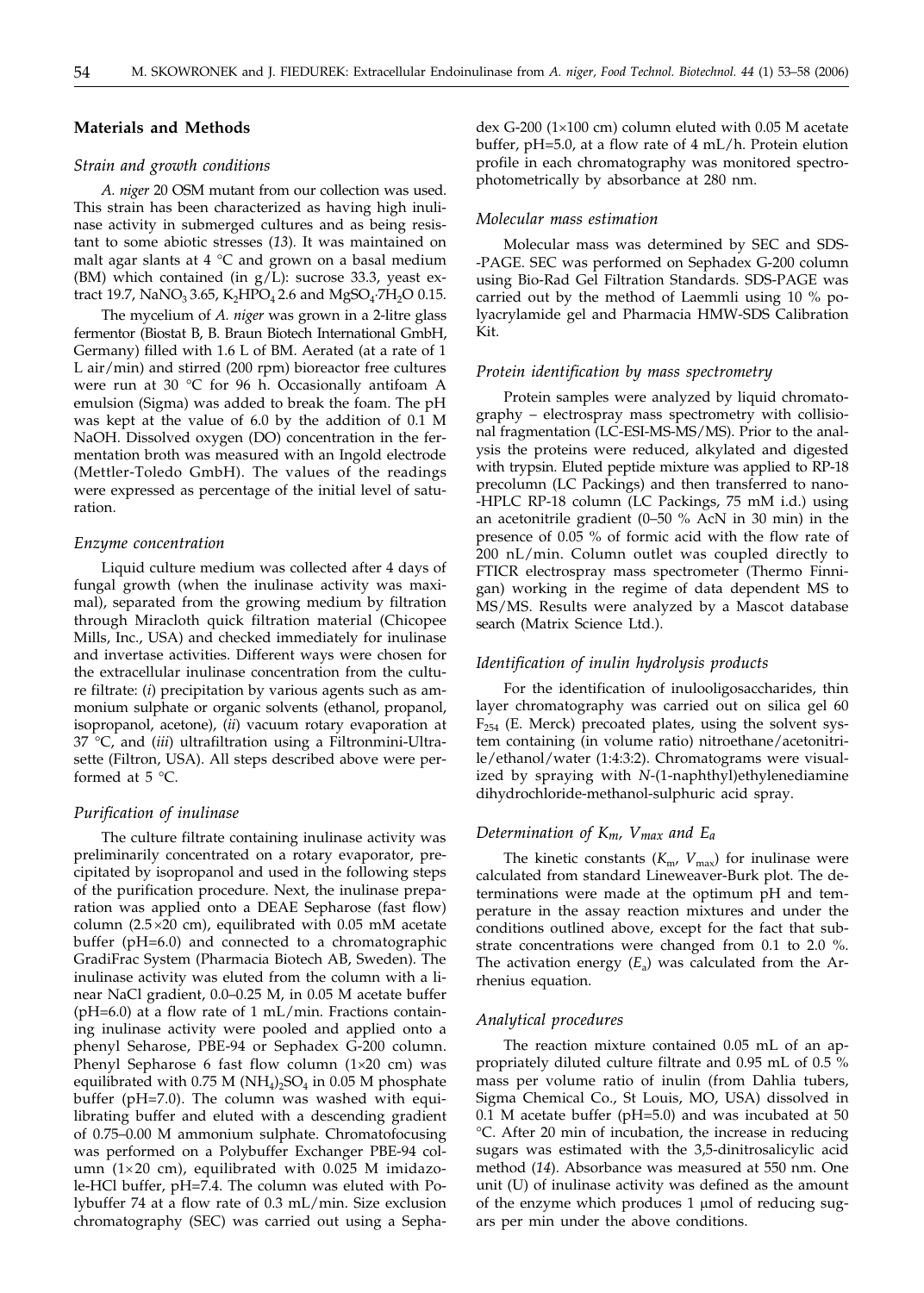## Materials and Methods

### *Strain and growth conditions*

*A. niger* 20 OSM mutant from our collection was used. This strain has been characterized as having high inulinase activity in submerged cultures and as being resistant to some abiotic stresses (*13*). It was maintained on malt agar slants at 4 °C and grown on a basal medium (BM) which contained (in g/L): sucrose 33.3, yeast extract 19.7, $NaNO_3$ 3.65, $K_2HPO_4$ 2.6 and $MgSO_4 \cdot 7H_2O$ 0.15.

The mycelium of *A. niger* was grown in a 2-litre glass fermentor (Biostat B, B. Braun Biotech International GmbH, Germany) filled with 1.6 L of BM. Aerated (at a rate of 1 L air/min) and stirred (200 rpm) bioreactor free cultures were run at 30 °C for 96 h. Occasionally antifoam A emulsion (Sigma) was added to break the foam. The pH was kept at the value of 6.0 by the addition of 0.1 M NaOH. Dissolved oxygen (DO) concentration in the fermentation broth was measured with an Ingold electrode (Mettler-Toledo GmbH). The values of the readings were expressed as percentage of the initial level of saturation.

### *Enzyme concentration*

Liquid culture medium was collected after 4 days of fungal growth (when the inulinase activity was maximal), separated from the growing medium by filtration through Miracloth quick filtration material (Chicopee Mills, Inc., USA) and checked immediately for inulinase and invertase activities. Different ways were chosen for the extracellular inulinase concentration from the culture filtrate: (*i*) precipitation by various agents such as ammonium sulphate or organic solvents (ethanol, propanol, isopropanol, acetone), (*ii*) vacuum rotary evaporation at 37 °C, and (*iii*) ultrafiltration using a Filtronmini-Ultrasette (Filtron, USA). All steps described above were performed at 5 °C.

### *Purification of inulinase*

The culture filtrate containing inulinase activity was preliminarily concentrated on a rotary evaporator, precipitated by isopropanol and used in the following steps of the purification procedure. Next, the inulinase preparation was applied onto a DEAE Sepharose (fast flow) column (2.5×20 cm), equilibrated with 0.05 mM acetate buffer (pH=6.0) and connected to a chromatographic GradiFrac System (Pharmacia Biotech AB, Sweden). The inulinase activity was eluted from the column with a linear NaCl gradient, 0.0–0.25 M, in 0.05 M acetate buffer (pH=6.0) at a flow rate of 1 mL/min. Fractions containing inulinase activity were pooled and applied onto a phenyl Seharose, PBE-94 or Sephadex G-200 column. Phenyl Sepharose 6 fast flow column (1×20 cm) was equilibrated with 0.75 M $(NH_4)_2SO_4$ in 0.05 M phosphate buffer (pH=7.0). The column was washed with equilibrating buffer and eluted with a descending gradient of 0.75–0.00 M ammonium sulphate. Chromatofocusing was performed on a Polybuffer Exchanger PBE-94 column (1×20 cm), equilibrated with 0.025 M imidazole-HCl buffer, pH=7.4. The column was eluted with Polybuffer 74 at a flow rate of 0.3 mL/min. Size exclusion chromatography (SEC) was carried out using a Sephadex G-200 (1×100 cm) column eluted with 0.05 M acetate buffer, pH=5.0, at a flow rate of 4 mL/h. Protein elution profile in each chromatography was monitored spectrophotometrically by absorbance at 280 nm.

### *Molecular mass estimation*

Molecular mass was determined by SEC and SDS-PAGE. SEC was performed on Sephadex G-200 column using Bio-Rad Gel Filtration Standards. SDS-PAGE was carried out by the method of Laemmli using 10 % polyacrylamide gel and Pharmacia HMW-SDS Calibration Kit.

### *Protein identification by mass spectrometry*

Protein samples were analyzed by liquid chromatography – electrospray mass spectrometry with collisional fragmentation (LC-ESI-MS-MS/MS). Prior to the analysis the proteins were reduced, alkylated and digested with trypsin. Eluted peptide mixture was applied to RP-18 precolumn (LC Packings) and then transferred to nano-HPLC RP-18 column (LC Packings, 75 mM i.d.) using an acetonitrile gradient (0–50 % AcN in 30 min) in the presence of 0.05 % of formic acid with the flow rate of 200 nL/min. Column outlet was coupled directly to FTICR electrospray mass spectrometer (Thermo Finnigan) working in the regime of data dependent MS to MS/MS. Results were analyzed by a Mascot database search (Matrix Science Ltd.).

### *Identification of inulin hydrolysis products*

For the identification of inulooligosaccharides, thin layer chromatography was carried out on silica gel 60 $F_{254}$ (E. Merck) precoated plates, using the solvent system containing (in volume ratio) nitroethane/acetonitrile/ethanol/water (1:4:3:2). Chromatograms were visualized by spraying with *N*-(1-naphthyl)ethylenediamine dihydrochloride-methanol-sulphuric acid spray.

### *Determination of $K_m$, $V_{max}$ and $E_a$*

The kinetic constants ($K_m$, $V_{max}$) for inulinase were calculated from standard Lineweaver-Burk plot. The determinations were made at the optimum pH and temperature in the assay reaction mixtures and under the conditions outlined above, except for the fact that substrate concentrations were changed from 0.1 to 2.0 %. The activation energy ($E_a$) was calculated from the Arrhenius equation.

### *Analytical procedures*

The reaction mixture contained 0.05 mL of an appropriately diluted culture filtrate and 0.95 mL of 0.5 % mass per volume ratio of inulin (from Dahlia tubers, Sigma Chemical Co., St Louis, MO, USA) dissolved in 0.1 M acetate buffer (pH=5.0) and was incubated at 50 °C. After 20 min of incubation, the increase in reducing sugars was estimated with the 3,5-dinitrosalicylic acid method (*14*). Absorbance was measured at 550 nm. One unit (U) of inulinase activity was defined as the amount of the enzyme which produces 1 μmol of reducing sugars per min under the above conditions.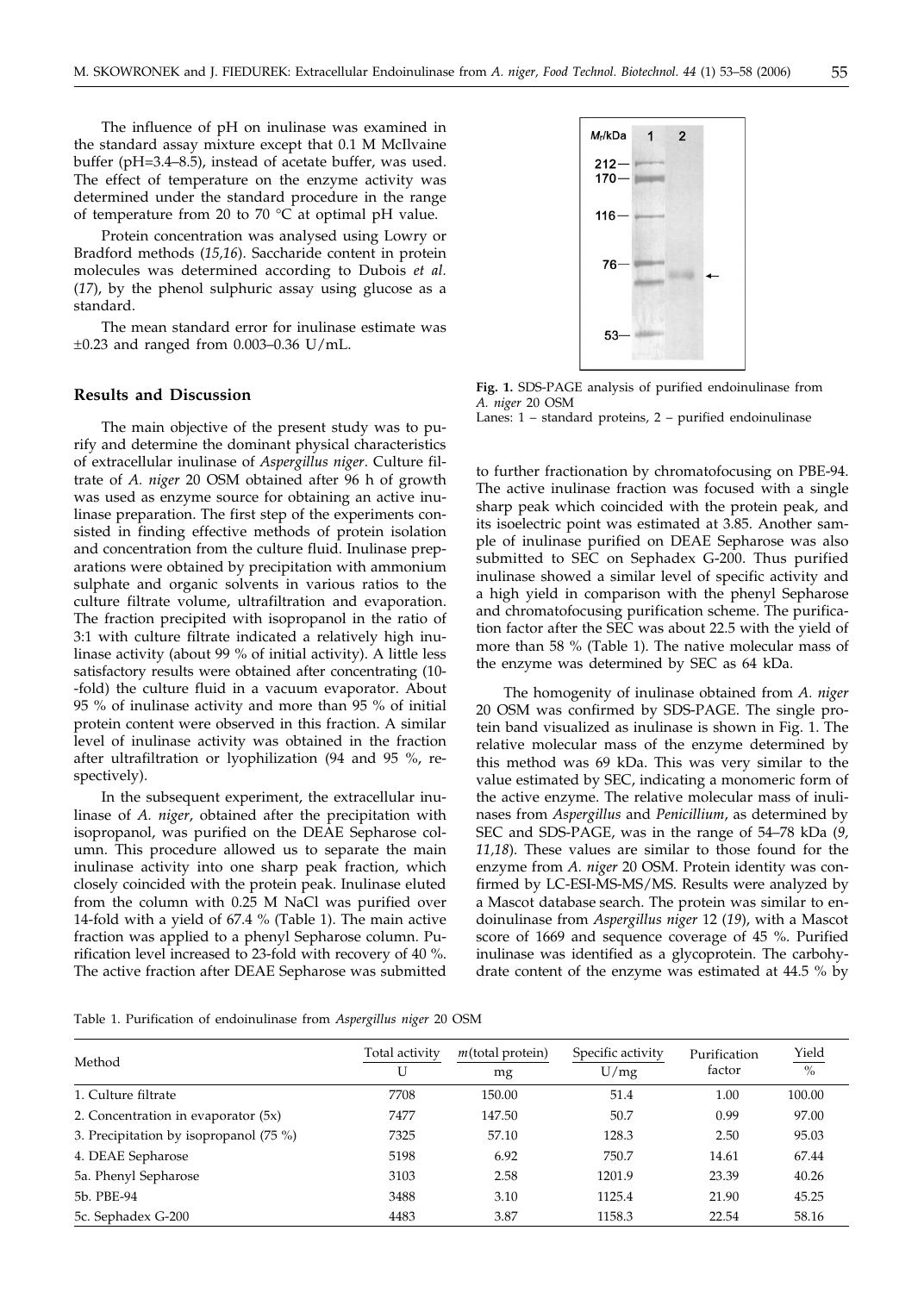The influence of pH on inulinase was examined in the standard assay mixture except that 0.1 M McIlvaine buffer (pH=3.4–8.5), instead of acetate buffer, was used. The effect of temperature on the enzyme activity was determined under the standard procedure in the range of temperature from 20 to 70 °C at optimal pH value.

Protein concentration was analysed using Lowry or Bradford methods (*15,16*). Saccharide content in protein molecules was determined according to Dubois *et al.* (*17*), by the phenol sulphuric assay using glucose as a standard.

The mean standard error for inulinase estimate was ±0.23 and ranged from 0.003–0.36 U/mL.

## Results and Discussion

The main objective of the present study was to purify and determine the dominant physical characteristics of extracellular inulinase of *Aspergillus niger*. Culture filtrate of *A. niger* 20 OSM obtained after 96 h of growth was used as enzyme source for obtaining an active inulinase preparation. The first step of the experiments consisted in finding effective methods of protein isolation and concentration from the culture fluid. Inulinase preparations were obtained by precipitation with ammonium sulphate and organic solvents in various ratios to the culture filtrate volume, ultrafiltration and evaporation. The fraction precipited with isopropanol in the ratio of 3:1 with culture filtrate indicated a relatively high inulinase activity (about 99 % of initial activity). A little less satisfactory results were obtained after concentrating (10-fold) the culture fluid in a vacuum evaporator. About 95 % of inulinase activity and more than 95 % of initial protein content were observed in this fraction. A similar level of inulinase activity was obtained in the fraction after ultrafiltration or lyophilization (94 and 95 %, respectively).

In the subsequent experiment, the extracellular inulinase of *A. niger*, obtained after the precipitation with isopropanol, was purified on the DEAE Sepharose column. This procedure allowed us to separate the main inulinase activity into one sharp peak fraction, which closely coincided with the protein peak. Inulinase eluted from the column with 0.25 M NaCl was purified over 14-fold with a yield of 67.4 % (Table 1). The main active fraction was applied to a phenyl Sepharose column. Purification level increased to 23-fold with recovery of 40 %. The active fraction after DEAE Sepharose was submitted to further fractionation by chromatofocusing on PBE-94. The active inulinase fraction was focused with a single sharp peak which coincided with the protein peak, and its isoelectric point was estimated at 3.85. Another sample of inulinase purified on DEAE Sepharose was also submitted to SEC on Sephadex G-200. Thus purified inulinase showed a similar level of specific activity and a high yield in comparison with the phenyl Sepharose and chromatofocusing purification scheme. The purification factor after the SEC was about 22.5 with the yield of more than 58 % (Table 1). The native molecular mass of the enzyme was determined by SEC as 64 kDa.

**Fig. 1.** SDS-PAGE analysis of purified endoinulinase from *A. niger* 20 OSM
Lanes: 1 – standard proteins, 2 – purified endoinulinase

The homogenity of inulinase obtained from *A. niger* 20 OSM was confirmed by SDS-PAGE. The single protein band visualized as inulinase is shown in Fig. 1. The relative molecular mass of the enzyme determined by this method was 69 kDa. This was very similar to the value estimated by SEC, indicating a monomeric form of the active enzyme. The relative molecular mass of inulinases from *Aspergillus* and *Penicillium*, as determined by SEC and SDS-PAGE, was in the range of 54–78 kDa (*9, 11,18*). These values are similar to those found for the enzyme from *A. niger* 20 OSM. Protein identity was confirmed by LC-ESI-MS-MS/MS. Results were analyzed by a Mascot database search. The protein was similar to endoinulinase from *Aspergillus niger* 12 (*19*), with a Mascot score of 1669 and sequence coverage of 45 %. Purified inulinase was identified as a glycoprotein. The carbohydrate content of the enzyme was estimated at 44.5 % by

Table 1. Purification of endoinulinase from *Aspergillus niger* 20 OSM

| Method | Total activity U | *m*(total protein) mg | Specific activity U/mg | Purification factor | Yield % |
|---|---|---|---|---|---|
| 1. Culture filtrate | 7708 | 150.00 | 51.4 | 1.00 | 100.00 |
| 2. Concentration in evaporator (5x) | 7477 | 147.50 | 50.7 | 0.99 | 97.00 |
| 3. Precipitation by isopropanol (75 %) | 7325 | 57.10 | 128.3 | 2.50 | 95.03 |
| 4. DEAE Sepharose | 5198 | 6.92 | 750.7 | 14.61 | 67.44 |
| 5a. Phenyl Sepharose | 3103 | 2.58 | 1201.9 | 23.39 | 40.26 |
| 5b. PBE-94 | 3488 | 3.10 | 1125.4 | 21.90 | 45.25 |
| 5c. Sephadex G-200 | 4483 | 3.87 | 1158.3 | 22.54 | 58.16 |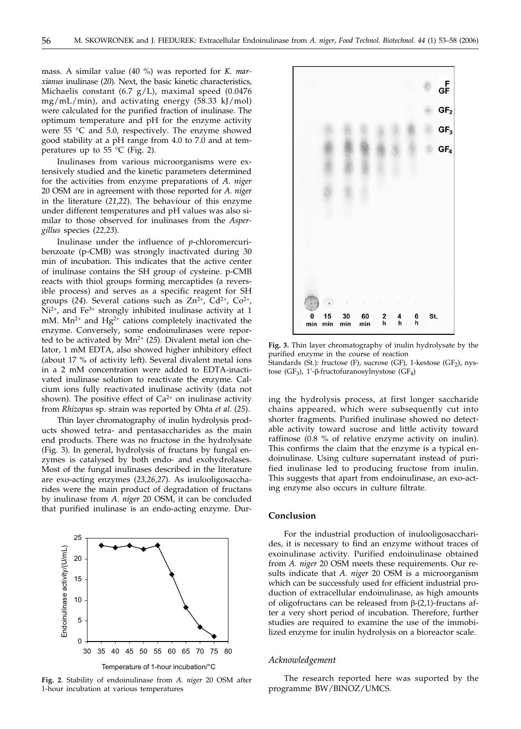mass. A similar value (40 %) was reported for *K. marxianus* inulinase (*20*). Next, the basic kinetic characteristics, Michaelis constant (6.7 g/L), maximal speed (0.0476 mg/mL/min), and activating energy (58.33 kJ/mol) were calculated for the purified fraction of inulinase. The optimum temperature and pH for the enzyme activity were 55 °C and 5.0, respectively. The enzyme showed good stability at a pH range from 4.0 to 7.0 and at temperatures up to 55 °C (Fig. 2).

Inulinases from various microorganisms were extensively studied and the kinetic parameters determined for the activities from enzyme preparations of *A. niger* 20 OSM are in agreement with those reported for *A. niger* in the literature (*21,22*). The behaviour of this enzyme under different temperatures and pH values was also similar to those observed for inulinases from the *Aspergillus* species (*22,23*).

Inulinase under the influence of *p*-chloromercuribenzoate (p-CMB) was strongly inactivated during 30 min of incubation. This indicates that the active center of inulinase contains the SH group of cysteine. p-CMB reacts with thiol groups forming mercaptides (a reversible process) and serves as a specific reagent for SH groups (*24*). Several cations such as $Zn^{2+}$, $Cd^{2+}$, $Co^{2+}$, $Ni^{2+}$, and $Fe^{3+}$ strongly inhibited inulinase activity at 1 mM. $Mn^{2+}$ and $Hg^{2+}$ cations completely inactivated the enzyme. Conversely, some endoinulinases were reported to be activated by $Mn^{2+}$ (*25*). Divalent metal ion chelator, 1 mM EDTA, also showed higher inhibitory effect (about 17 % of activity left). Several divalent metal ions in a 2 mM concentration were added to EDTA-inactivated inulinase solution to reactivate the enzyme. Calcium ions fully reactivated inulinase activity (data not shown). The positive effect of $Ca^{2+}$ on inulinase activity from *Rhizopus* sp. strain was reported by Ohta *et al.* (*25*).

Thin layer chromatography of inulin hydrolysis products showed tetra- and pentasaccharides as the main end products. There was no fructose in the hydrolysate (Fig. 3). In general, hydrolysis of fructans by fungal enzymes is catalysed by both endo- and exohydrolases. Most of the fungal inulinases described in the literature are exo-acting enzymes (*23,26,27*). As inulooligosaccharides were the main product of degradation of fructans by inulinase from *A. niger* 20 OSM, it can be concluded that purified inulinase is an endo-acting enzyme. During the hydrolysis process, at first longer saccharide chains appeared, which were subsequently cut into shorter fragments. Purified inulinase showed no detectable activity toward sucrose and little activity toward raffinose (0.8 % of relative enzyme activity on inulin). This confirms the claim that the enzyme is a typical endoinulinase. Using culture supernatant instead of purified inulinase led to producing fructose from inulin. This suggests that apart from endoinulinase, an exo-acting enzyme also occurs in culture filtrate.

**Fig. 2**. Stability of endoinulinase from *A. niger* 20 OSM after 1-hour incubation at various temperatures

**Fig. 3.** Thin layer chromatography of inulin hydrolysate by the purified enzyme in the course of reaction
Standards (St.): fructose (F), sucrose (GF), 1-kestose ($GF_2$), nystose ($GF_3$), 1′-β-fructofuranosylnystose ($GF_4$)

## Conclusion

For the industrial production of inulooligosaccharides, it is necessary to find an enzyme without traces of exoinulinase activity. Purified endoinulinase obtained from *A. niger* 20 OSM meets these requirements. Our results indicate that *A. niger* 20 OSM is a microorganism which can be successfuly used for efficient industrial production of extracellular endoinulinase, as high amounts of oligofructans can be released from β-(2,1)-fructans after a very short period of incubation. Therefore, further studies are required to examine the use of the immobilized enzyme for inulin hydrolysis on a bioreactor scale.

### *Acknowledgement*

The research reported here was suported by the programme BW/BINOZ/UMCS.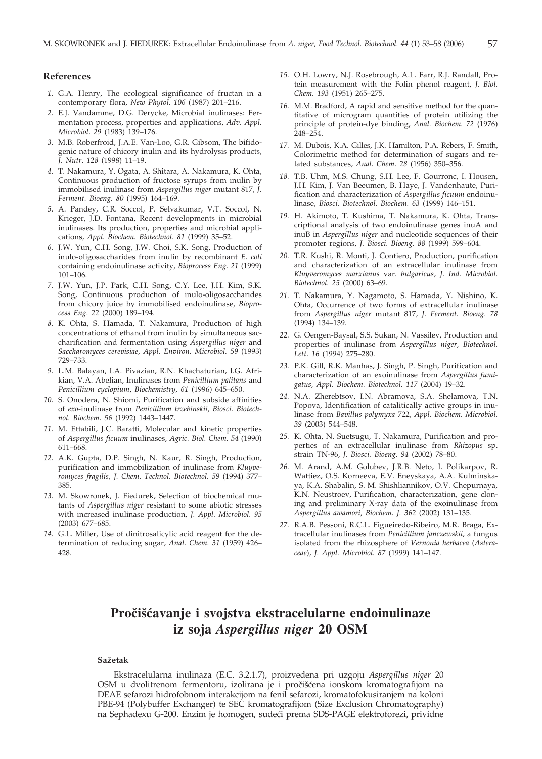## References

1. G.A. Henry, The ecological significance of fructan in a contemporary flora, *New Phytol. 106* (1987) 201–216.
2. E.J. Vandamme, D.G. Derycke, Microbial inulinases: Fermentation process, properties and applications, *Adv. Appl. Microbiol. 29* (1983) 139–176.
3. M.B. Roberfroid, J.A.E. Van-Loo, G.R. Gibsom, The bifidogenic nature of chicory inulin and its hydrolysis products, *J. Nutr. 128* (1998) 11–19.
4. T. Nakamura, Y. Ogata, A. Shitara, A. Nakamura, K. Ohta, Continuous production of fructose syrups from inulin by immobilised inulinase from *Aspergillus niger* mutant 817, *J. Ferment. Bioeng. 80* (1995) 164–169.
5. A. Pandey, C.R. Soccol, P. Selvakumar, V.T. Soccol, N. Krieger, J.D. Fontana, Recent developments in microbial inulinases. Its production, properties and microbial applications, *Appl. Biochem. Biotechnol. 81* (1999) 35–52.
6. J.W. Yun, C.H. Song, J.W. Choi, S.K. Song, Production of inulo-oligosaccharides from inulin by recombinant *E. coli* containing endoinulinase activity, *Bioprocess Eng. 21* (1999) 101–106.
7. J.W. Yun, J.P. Park, C.H. Song, C.Y. Lee, J.H. Kim, S.K. Song, Continuous production of inulo-oligosaccharides from chicory juice by immobilised endoinulinase, *Bioprocess Eng. 22* (2000) 189–194.
8. K. Ohta, S. Hamada, T. Nakamura, Production of high concentrations of ethanol from inulin by simultaneous saccharification and fermentation using *Aspergillus niger* and *Saccharomyces cerevisiae*, *Appl. Environ. Microbiol. 59* (1993) 729–733.
9. L.M. Balayan, I.A. Pivazian, R.N. Khachaturian, I.G. Afrikian, V.A. Abelian, Inulinases from *Penicillium palitans* and *Penicillium cyclopium*, *Biochemistry, 61* (1996) 645–650.
10. S. Onodera, N. Shiomi, Purification and subside affinities of *exo*-inulinase from *Penicillium trzebinskii*, *Biosci. Biotechnol. Biochem. 56* (1992) 1443–1447.
11. M. Ettabili, J.C. Baratti, Molecular and kinetic properties of *Aspergillus ficuum* inulinases, *Agric. Biol. Chem. 54* (1990) 611–668.
12. A.K. Gupta, D.P. Singh, N. Kaur, R. Singh, Production, purification and immobilization of inulinase from *Kluyveromyces fragilis, J. Chem. Technol. Biotechnol. 59* (1994) 377–385.
13. M. Skowronek, J. Fiedurek, Selection of biochemical mutants of *Aspergillus niger* resistant to some abiotic stresses with increased inulinase production, *J. Appl. Microbiol. 95* (2003) 677–685.
14. G.L. Miller, Use of dinitrosalicylic acid reagent for the determination of reducing sugar, *Anal. Chem. 31* (1959) 426–428.
15. O.H. Lowry, N.J. Rosebrough, A.L. Farr, R.J. Randall, Protein measurement with the Folin phenol reagent, *J. Biol. Chem. 193* (1951) 265–275.
16. M.M. Bradford, A rapid and sensitive method for the quantitative of microgram quantities of protein utilizing the principle of protein-dye binding, *Anal. Biochem. 72* (1976) 248–254.
17. M. Dubois, K.A. Gilles, J.K. Hamilton, P.A. Rebers, F. Smith, Colorimetric method for determination of sugars and related substances, *Anal. Chem. 28* (1956) 350–356.
18. T.B. Uhm, M.S. Chung, S.H. Lee, F. Gourronc, I. Housen, J.H. Kim, J. Van Beeumen, B. Haye, J. Vandenhaute, Purification and characterization of *Aspergillus ficuum* endoinulinase, *Biosci. Biotechnol. Biochem. 63* (1999) 146–151.
19. H. Akimoto, T. Kushima, T. Nakamura, K. Ohta, Transcriptional analysis of two endoinulinase genes inuA and inuB in *Aspergillus niger* and nucleotide sequences of their promoter regions, *J. Biosci. Bioeng. 88* (1999) 599–604.
20. T.R. Kushi, R. Monti, J. Contiero, Production, purification and characterization of an extracellular inulinase from *Kluyveromyces marxianus* var. *bulgaricus*, *J. Ind. Microbiol. Biotechnol. 25* (2000) 63–69.
21. T. Nakamura, Y. Nagamoto, S. Hamada, Y. Nishino, K. Ohta, Occurrence of two forms of extracellular inulinase from *Aspergillus niger* mutant 817, *J. Ferment. Bioeng. 78* (1994) 134–139.
22. G. Oengen-Baysal, S.S. Sukan, N. Vassilev, Production and properties of inulinase from *Aspergillus niger*, *Biotechnol. Lett. 16* (1994) 275–280.
23. P.K. Gill, R.K. Manhas, J. Singh, P. Singh, Purification and characterization of an exoinulinase from *Aspergillus fumigatus, Appl. Biochem. Biotechnol. 117* (2004) 19–32.
24. N.A. Zherebtsov, I.N. Abramova, S.A. Shelamova, T.N. Popova, Identification of catalitically active groups in inulinase from *Bavillus polymyxa* 722, *Appl. Biochem. Microbiol. 39* (2003) 544–548.
25. K. Ohta, N. Suetsugu, T. Nakamura, Purification and properties of an extracellular inulinase from *Rhizopus* sp. strain TN-96, *J. Biosci. Bioeng. 94* (2002) 78–80.
26. M. Arand, A.M. Golubev, J.R.B. Neto, I. Polikarpov, R. Wattiez, O.S. Korneeva, E.V. Eneyskaya, A.A. Kulminskaya, K.A. Shabalin, S. M. Shishliannikov, O.V. Chepurnaya, K.N. Neustroev, Purification, characterization, gene cloning and preliminary X-ray data of the exoinulinase from *Aspergillus awamori*, *Biochem. J. 362* (2002) 131–135.
27. R.A.B. Pessoni, R.C.L. Figueiredo-Ribeiro, M.R. Braga, Extracellular inulinases from *Penicillium janczewskii*, a fungus isolated from the rhizosphere of *Vernonia herbacea* (*Asteraceae*), *J. Appl. Microbiol. 87* (1999) 141–147.

# Pročišćavanje i svojstva ekstracelularne endoinulinaze iz soja *Aspergillus niger* 20 OSM

#### Sažetak

Ekstracelularna inulinaza (E.C. 3.2.1.7), proizvedena pri uzgoju *Aspergillus niger* 20 OSM u dvolitrenom fermentoru, izolirana je i pročišćena ionskom kromatografijom na DEAE sefarozi hidrofobnom interakcijom na fenil sefarozi, kromatofokusiranjem na koloni PBE-94 (Polybuffer Exchanger) te SEC kromatografijom (Size Exclusion Chromatography) na Sephadexu G-200. Enzim je homogen, sudeći prema SDS-PAGE elektroforezi, prividne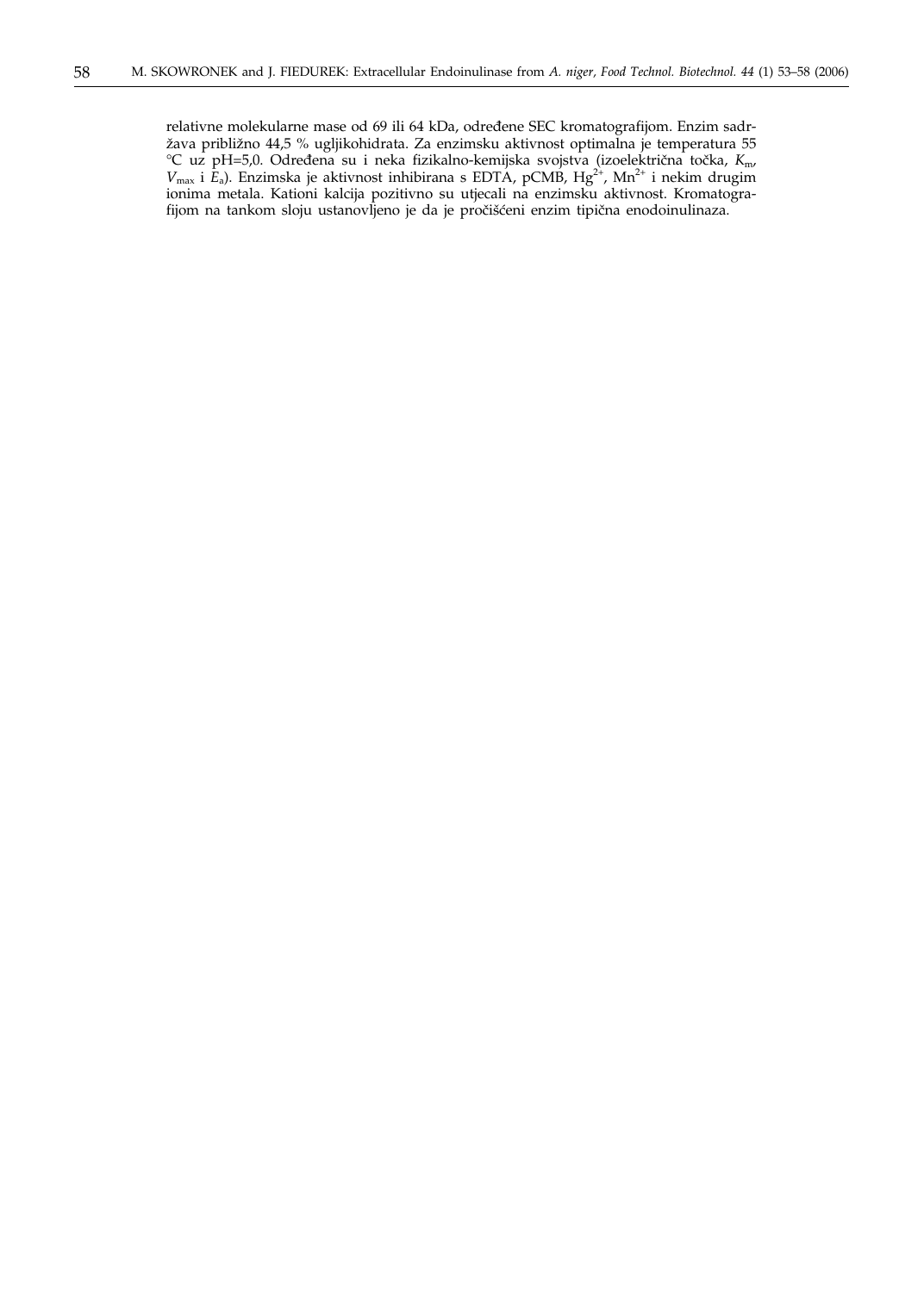relativne molekularne mase od 69 ili 64 kDa, određene SEC kromatografijom. Enzim sadržava približno 44,5 % ugljikohidrata. Za enzimsku aktivnost optimalna je temperatura 55 °C uz pH=5,0. Određena su i neka fizikalno-kemijska svojstva (izoelektrična točka, $K_m$, $V_{max}$ i $E_a$). Enzimska je aktivnost inhibirana s EDTA, pCMB, $Hg^{2+}$, $Mn^{2+}$ i nekim drugim ionima metala. Kationi kalcija pozitivno su utjecali na enzimsku aktivnost. Kromatografijom na tankom sloju ustanovljeno je da je pročišćeni enzim tipična enodoinulinaza.